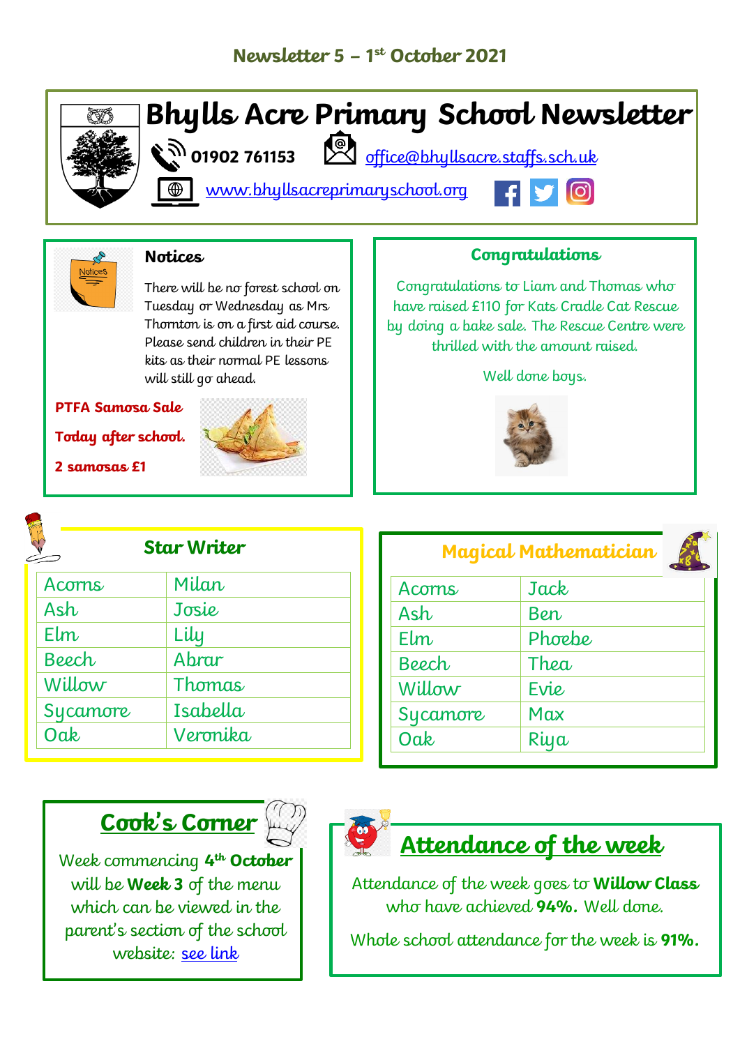Newsletter 5 – 1st October 2021

# Bhylls Acre Primary School Newsletter

01902 761153 office@bhyllsacre.staffs.sch.uk

www.bhyllsacreprimaryschool.org

## Notices

There will be no forest school on Tuesday or Wednesday as Mrs Thornton is on a first aid course. Please send children in their PE kits as their normal PE lessons will still go ahead.

**PTFA Samosa Sale**

**Today after school.**

**2 samosas £1**

## Congratulations

Congratulations to Liam and Thomas who have raised £110 for Kats Cradle Cat Rescue by doing a bake sale. The Rescue Centre were thrilled with the amount raised.

Well done boys.

## Star Writer

| Class | Name |
|---|---|
| Acorns | Milan |
| Ash | Josie |
| Elm | Lily |
| Beech | Abrar |
| Willow | Thomas |
| Sycamore | Isabella |
| Oak | Veronika |

## Magical Mathematician

| Class | Name |
|---|---|
| Acorns | Jack |
| Ash | Ben |
| Elm | Phoebe |
| Beech | Thea |
| Willow | Evie |
| Sycamore | Max |
| Oak | Riya |

## Cook's Corner

Week commencing **4th October** will be **Week 3** of the menu which can be viewed in the parent's section of the school website: see link

## Attendance of the week

Attendance of the week goes to **Willow Class** who have achieved **94%.** Well done.

Whole school attendance for the week is **91%.**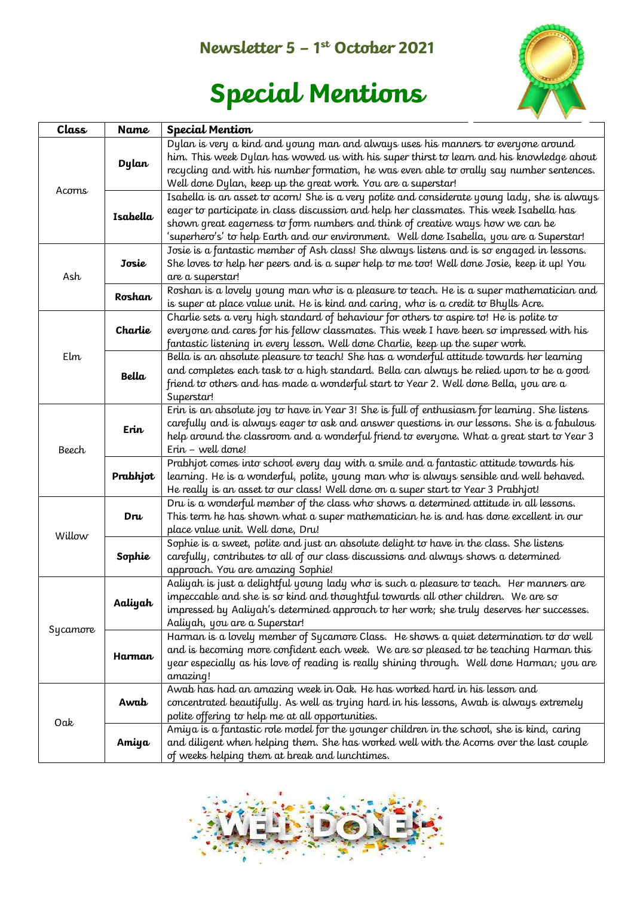## Newsletter 5 – 1st October 2021

# Special Mentions

| Class | Name | Special Mention |
|---|---|---|
| Acorns | **Dylan** | Dylan is very a kind and young man and always uses his manners to everyone around him. This week Dylan has wowed us with his super thirst to learn and his knowledge about recycling and with his number formation, he was even able to orally say number sentences. Well done Dylan, keep up the great work. You are a superstar! |
| | **Isabella** | Isabella is an asset to acorn! She is a very polite and considerate young lady, she is always eager to participate in class discussion and help her classmates. This week Isabella has shown great eagerness to form numbers and think of creative ways how we can be 'superhero's' to help Earth and our environment. Well done Isabella, you are a Superstar! |
| Ash | **Josie** | Josie is a fantastic member of Ash class! She always listens and is so engaged in lessons. She loves to help her peers and is a super help to me too! Well done Josie, keep it up! You are a superstar! |
| | **Roshan** | Roshan is a lovely young man who is a pleasure to teach. He is a super mathematician and is super at place value unit. He is kind and caring, who is a credit to Bhylls Acre. |
| Elm | **Charlie** | Charlie sets a very high standard of behaviour for others to aspire to! He is polite to everyone and cares for his fellow classmates. This week I have been so impressed with his fantastic listening in every lesson. Well done Charlie, keep up the super work. |
| | **Bella** | Bella is an absolute pleasure to teach! She has a wonderful attitude towards her learning and completes each task to a high standard. Bella can always be relied upon to be a good friend to others and has made a wonderful start to Year 2. Well done Bella, you are a Superstar! |
| Beech | **Erin** | Erin is an absolute joy to have in Year 3! She is full of enthusiasm for learning. She listens carefully and is always eager to ask and answer questions in our lessons. She is a fabulous help around the classroom and a wonderful friend to everyone. What a great start to Year 3 Erin – well done! |
| | **Prabhjot** | Prabhjot comes into school every day with a smile and a fantastic attitude towards his learning. He is a wonderful, polite, young man who is always sensible and well behaved. He really is an asset to our class! Well done on a super start to Year 3 Prabhjot! |
| Willow | **Dru** | Dru is a wonderful member of the class who shows a determined attitude in all lessons. This term he has shown what a super mathematician he is and has done excellent in our place value unit. Well done, Dru! |
| | **Sophie** | Sophie is a sweet, polite and just an absolute delight to have in the class. She listens carefully, contributes to all of our class discussions and always shows a determined approach. You are amazing Sophie! |
| Sycamore | **Aaliyah** | Aaliyah is just a delightful young lady who is such a pleasure to teach. Her manners are impeccable and she is so kind and thoughtful towards all other children. We are so impressed by Aaliyah's determined approach to her work; she truly deserves her successes. Aaliyah, you are a Superstar! |
| | **Harman** | Harman is a lovely member of Sycamore Class. He shows a quiet determination to do well and is becoming more confident each week. We are so pleased to be teaching Harman this year especially as his love of reading is really shining through. Well done Harman; you are amazing! |
| Oak | **Awab** | Awab has had an amazing week in Oak. He has worked hard in his lesson and concentrated beautifully. As well as trying hard in his lessons, Awab is always extremely polite offering to help me at all opportunities. |
| | **Amiya** | Amiya is a fantastic role model for the younger children in the school, she is kind, caring and diligent when helping them. She has worked well with the Acorns over the last couple of weeks helping them at break and lunchtimes. |